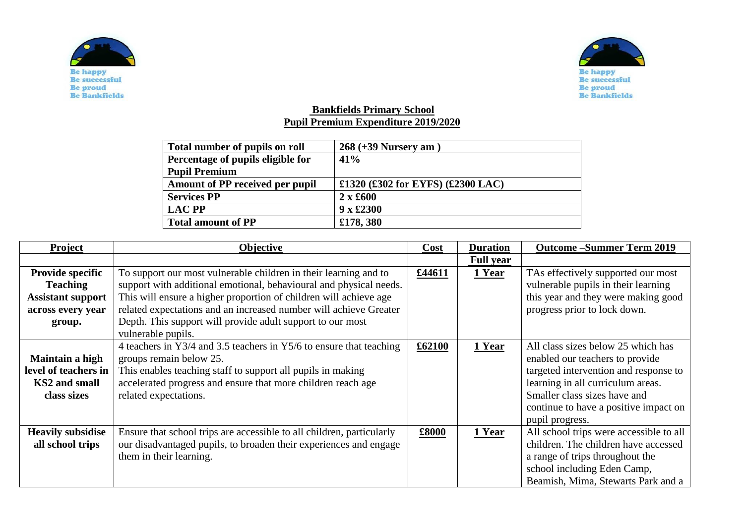Be happy
Be successful
Be proud
Be Bankfields

# Bankfields Primary School
## Pupil Premium Expenditure 2019/2020

| Total number of pupils on roll | 268 (+39 Nursery am ) |
|---|---|
| Percentage of pupils eligible for Pupil Premium | 41% |
| Amount of PP received per pupil | £1320 (£302 for EYFS) (£2300 LAC) |
| Services PP | 2 x £600 |
| LAC PP | 9 x £2300 |
| Total amount of PP | £178, 380 |

| Project | Objective | Cost | Duration | Outcome –Summer Term 2019 |
|---|---|---|---|---|
| | | | Full year | |
| **Provide specific Teaching Assistant support across every year group.** | To support our most vulnerable children in their learning and to support with additional emotional, behavioural and physical needs. This will ensure a higher proportion of children will achieve age related expectations and an increased number will achieve Greater Depth. This support will provide adult support to our most vulnerable pupils. | £44611 | 1 Year | TAs effectively supported our most vulnerable pupils in their learning this year and they were making good progress prior to lock down. |
| **Maintain a high level of teachers in KS2 and small class sizes** | 4 teachers in Y3/4 and 3.5 teachers in Y5/6 to ensure that teaching groups remain below 25. This enables teaching staff to support all pupils in making accelerated progress and ensure that more children reach age related expectations. | £62100 | 1 Year | All class sizes below 25 which has enabled our teachers to provide targeted intervention and response to learning in all curriculum areas. Smaller class sizes have and continue to have a positive impact on pupil progress. |
| **Heavily subsidise all school trips** | Ensure that school trips are accessible to all children, particularly our disadvantaged pupils, to broaden their experiences and engage them in their learning. | £8000 | 1 Year | All school trips were accessible to all children. The children have accessed a range of trips throughout the school including Eden Camp, Beamish, Mima, Stewarts Park and a |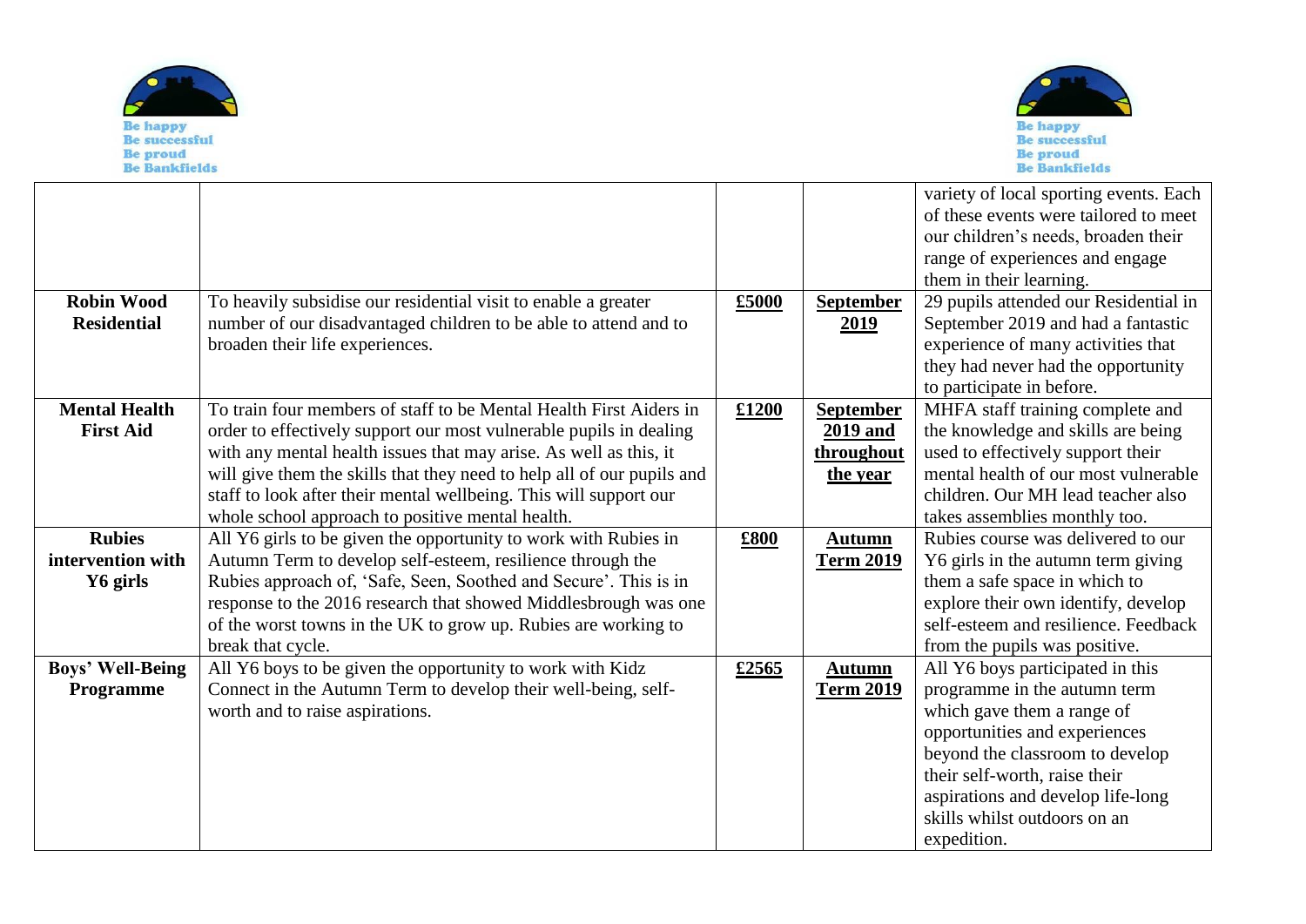| | | | | |
|---|---|---|---|---|
| | | | | variety of local sporting events. Each of these events were tailored to meet our children's needs, broaden their range of experiences and engage them in their learning. |
| **Robin Wood Residential** | To heavily subsidise our residential visit to enable a greater number of our disadvantaged children to be able to attend and to broaden their life experiences. | **£5000** | **September 2019** | 29 pupils attended our Residential in September 2019 and had a fantastic experience of many activities that they had never had the opportunity to participate in before. |
| **Mental Health First Aid** | To train four members of staff to be Mental Health First Aiders in order to effectively support our most vulnerable pupils in dealing with any mental health issues that may arise. As well as this, it will give them the skills that they need to help all of our pupils and staff to look after their mental wellbeing. This will support our whole school approach to positive mental health. | **£1200** | **September 2019 and throughout the year** | MHFA staff training complete and the knowledge and skills are being used to effectively support their mental health of our most vulnerable children. Our MH lead teacher also takes assemblies monthly too. |
| **Rubies intervention with Y6 girls** | All Y6 girls to be given the opportunity to work with Rubies in Autumn Term to develop self-esteem, resilience through the Rubies approach of, 'Safe, Seen, Soothed and Secure'. This is in response to the 2016 research that showed Middlesbrough was one of the worst towns in the UK to grow up. Rubies are working to break that cycle. | **£800** | **Autumn Term 2019** | Rubies course was delivered to our Y6 girls in the autumn term giving them a safe space in which to explore their own identify, develop self-esteem and resilience. Feedback from the pupils was positive. |
| **Boys' Well-Being Programme** | All Y6 boys to be given the opportunity to work with Kidz Connect in the Autumn Term to develop their well-being, self-worth and to raise aspirations. | **£2565** | **Autumn Term 2019** | All Y6 boys participated in this programme in the autumn term which gave them a range of opportunities and experiences beyond the classroom to develop their self-worth, raise their aspirations and develop life-long skills whilst outdoors on an expedition. |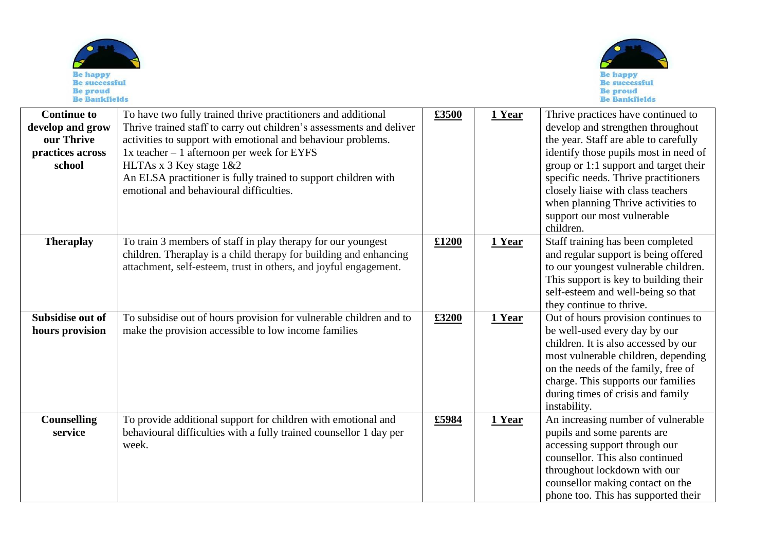| Continue to develop and grow our Thrive practices across school | To have two fully trained thrive practitioners and additional Thrive trained staff to carry out children's assessments and deliver activities to support with emotional and behaviour problems.<br>1x teacher – 1 afternoon per week for EYFS<br>HLTAs x 3 Key stage 1&2<br>An ELSA practitioner is fully trained to support children with emotional and behavioural difficulties. | **£3500** | **1 Year** | Thrive practices have continued to develop and strengthen throughout the year. Staff are able to carefully identify those pupils most in need of group or 1:1 support and target their specific needs. Thrive practitioners closely liaise with class teachers when planning Thrive activities to support our most vulnerable children. |
|---|---|---|---|---|
| **Theraplay** | To train 3 members of staff in play therapy for our youngest children. Theraplay is a child therapy for building and enhancing attachment, self-esteem, trust in others, and joyful engagement. | **£1200** | **1 Year** | Staff training has been completed and regular support is being offered to our youngest vulnerable children. This support is key to building their self-esteem and well-being so that they continue to thrive. |
| **Subsidise out of hours provision** | To subsidise out of hours provision for vulnerable children and to make the provision accessible to low income families | **£3200** | **1 Year** | Out of hours provision continues to be well-used every day by our children. It is also accessed by our most vulnerable children, depending on the needs of the family, free of charge. This supports our families during times of crisis and family instability. |
| **Counselling service** | To provide additional support for children with emotional and behavioural difficulties with a fully trained counsellor 1 day per week. | **£5984** | **1 Year** | An increasing number of vulnerable pupils and some parents are accessing support through our counsellor. This also continued throughout lockdown with our counsellor making contact on the phone too. This has supported their |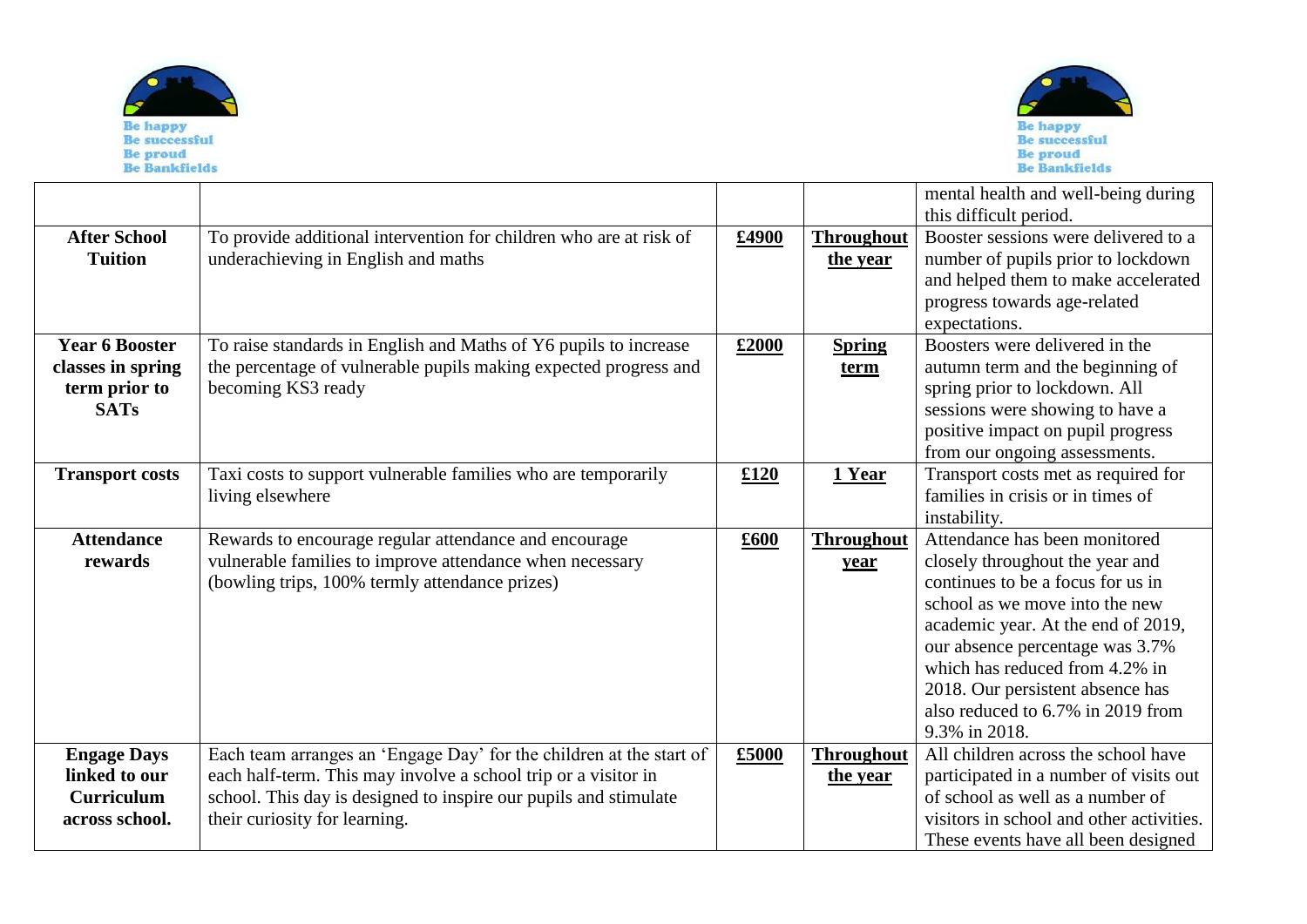| | | | | |
|---|---|---|---|---|
| | | | | mental health and well-being during this difficult period. |
| **After School Tuition** | To provide additional intervention for children who are at risk of underachieving in English and maths | **£4900** | **Throughout the year** | Booster sessions were delivered to a number of pupils prior to lockdown and helped them to make accelerated progress towards age-related expectations. |
| **Year 6 Booster classes in spring term prior to SATs** | To raise standards in English and Maths of Y6 pupils to increase the percentage of vulnerable pupils making expected progress and becoming KS3 ready | **£2000** | **Spring term** | Boosters were delivered in the autumn term and the beginning of spring prior to lockdown. All sessions were showing to have a positive impact on pupil progress from our ongoing assessments. |
| **Transport costs** | Taxi costs to support vulnerable families who are temporarily living elsewhere | **£120** | **1 Year** | Transport costs met as required for families in crisis or in times of instability. |
| **Attendance rewards** | Rewards to encourage regular attendance and encourage vulnerable families to improve attendance when necessary (bowling trips, 100% termly attendance prizes) | **£600** | **Throughout year** | Attendance has been monitored closely throughout the year and continues to be a focus for us in school as we move into the new academic year. At the end of 2019, our absence percentage was 3.7% which has reduced from 4.2% in 2018. Our persistent absence has also reduced to 6.7% in 2019 from 9.3% in 2018. |
| **Engage Days linked to our Curriculum across school.** | Each team arranges an 'Engage Day' for the children at the start of each half-term. This may involve a school trip or a visitor in school. This day is designed to inspire our pupils and stimulate their curiosity for learning. | **£5000** | **Throughout the year** | All children across the school have participated in a number of visits out of school as well as a number of visitors in school and other activities. These events have all been designed |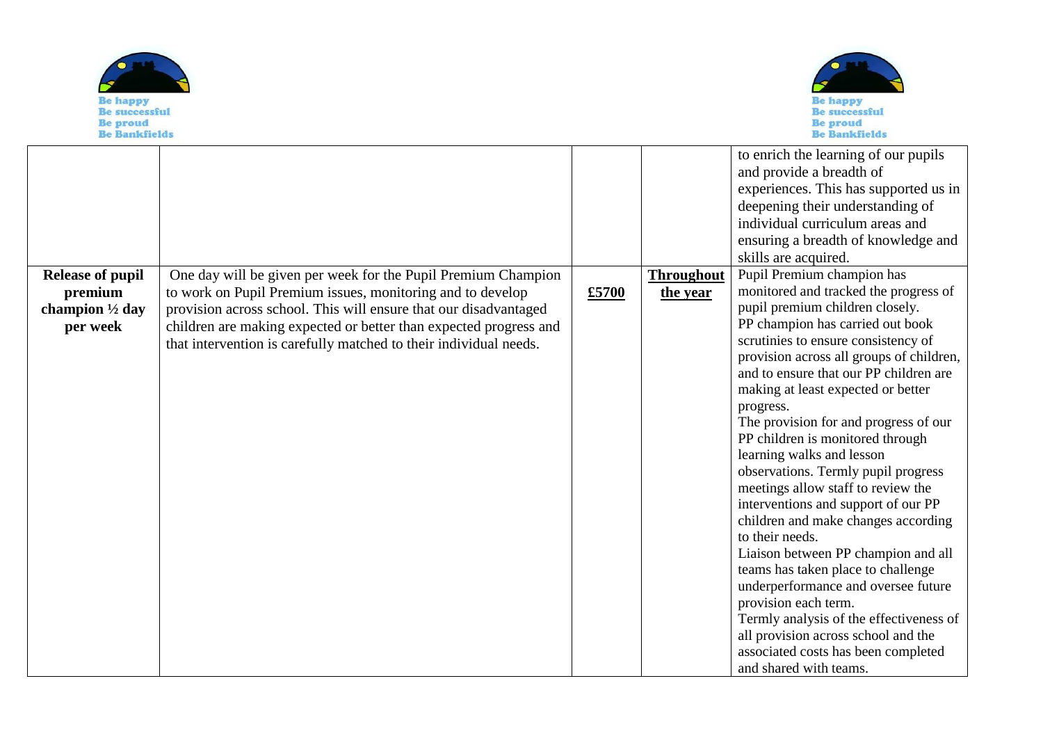| | | | | |
|---|---|---|---|---|
| | | | | to enrich the learning of our pupils and provide a breadth of experiences. This has supported us in deepening their understanding of individual curriculum areas and ensuring a breadth of knowledge and skills are acquired. |
| **Release of pupil premium champion ½ day per week** | One day will be given per week for the Pupil Premium Champion to work on Pupil Premium issues, monitoring and to develop provision across school. This will ensure that our disadvantaged children are making expected or better than expected progress and that intervention is carefully matched to their individual needs. | **£5700** | **Throughout the year** | Pupil Premium champion has monitored and tracked the progress of pupil premium children closely.<br>PP champion has carried out book scrutinies to ensure consistency of provision across all groups of children, and to ensure that our PP children are making at least expected or better progress.<br>The provision for and progress of our PP children is monitored through learning walks and lesson observations. Termly pupil progress meetings allow staff to review the interventions and support of our PP children and make changes according to their needs.<br>Liaison between PP champion and all teams has taken place to challenge underperformance and oversee future provision each term.<br>Termly analysis of the effectiveness of all provision across school and the associated costs has been completed and shared with teams. |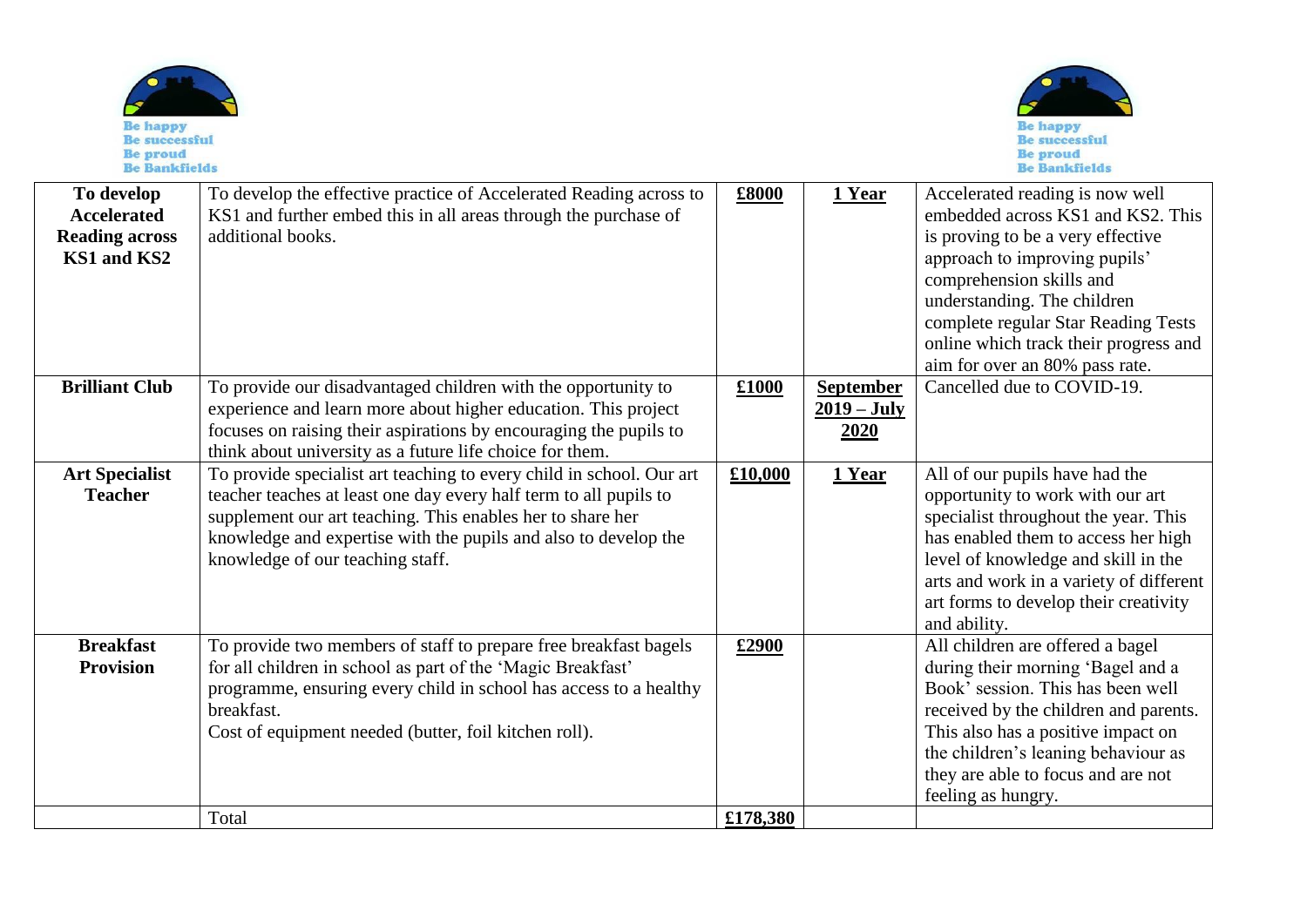| **To develop Accelerated Reading across KS1 and KS2** | To develop the effective practice of Accelerated Reading across to KS1 and further embed this in all areas through the purchase of additional books. | **£8000** | **1 Year** | Accelerated reading is now well embedded across KS1 and KS2. This is proving to be a very effective approach to improving pupils' comprehension skills and understanding. The children complete regular Star Reading Tests online which track their progress and aim for over an 80% pass rate. |
|---|---|---|---|---|
| **Brilliant Club** | To provide our disadvantaged children with the opportunity to experience and learn more about higher education. This project focuses on raising their aspirations by encouraging the pupils to think about university as a future life choice for them. | **£1000** | **September 2019 – July 2020** | Cancelled due to COVID-19. |
| **Art Specialist Teacher** | To provide specialist art teaching to every child in school. Our art teacher teaches at least one day every half term to all pupils to supplement our art teaching. This enables her to share her knowledge and expertise with the pupils and also to develop the knowledge of our teaching staff. | **£10,000** | **1 Year** | All of our pupils have had the opportunity to work with our art specialist throughout the year. This has enabled them to access her high level of knowledge and skill in the arts and work in a variety of different art forms to develop their creativity and ability. |
| **Breakfast Provision** | To provide two members of staff to prepare free breakfast bagels for all children in school as part of the 'Magic Breakfast' programme, ensuring every child in school has access to a healthy breakfast.<br>Cost of equipment needed (butter, foil kitchen roll). | **£2900** | | All children are offered a bagel during their morning 'Bagel and a Book' session. This has been well received by the children and parents. This also has a positive impact on the children's leaning behaviour as they are able to focus and are not feeling as hungry. |
| | Total | **£178,380** | | |